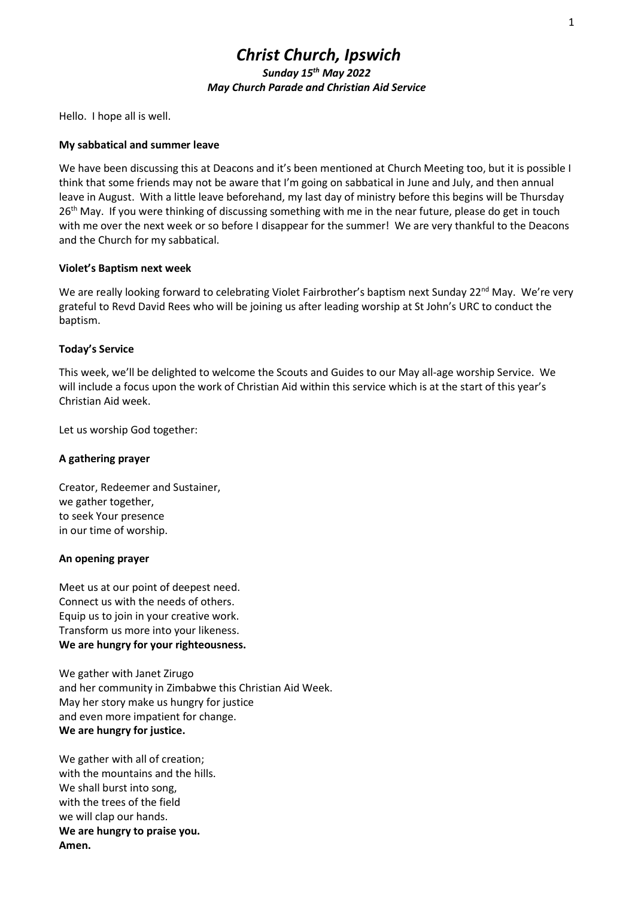# *Christ Church, Ipswich*

***Sunday 15th May 2022***
***May Church Parade and Christian Aid Service***

Hello. I hope all is well.

**My sabbatical and summer leave**

We have been discussing this at Deacons and it's been mentioned at Church Meeting too, but it is possible I think that some friends may not be aware that I'm going on sabbatical in June and July, and then annual leave in August. With a little leave beforehand, my last day of ministry before this begins will be Thursday 26th May. If you were thinking of discussing something with me in the near future, please do get in touch with me over the next week or so before I disappear for the summer! We are very thankful to the Deacons and the Church for my sabbatical.

**Violet's Baptism next week**

We are really looking forward to celebrating Violet Fairbrother's baptism next Sunday 22nd May. We're very grateful to Revd David Rees who will be joining us after leading worship at St John's URC to conduct the baptism.

**Today's Service**

This week, we'll be delighted to welcome the Scouts and Guides to our May all-age worship Service. We will include a focus upon the work of Christian Aid within this service which is at the start of this year's Christian Aid week.

Let us worship God together:

**A gathering prayer**

Creator, Redeemer and Sustainer,
we gather together,
to seek Your presence
in our time of worship.

**An opening prayer**

Meet us at our point of deepest need.
Connect us with the needs of others.
Equip us to join in your creative work.
Transform us more into your likeness.
**We are hungry for your righteousness.**

We gather with Janet Zirugo
and her community in Zimbabwe this Christian Aid Week.
May her story make us hungry for justice
and even more impatient for change.
**We are hungry for justice.**

We gather with all of creation;
with the mountains and the hills.
We shall burst into song,
with the trees of the field
we will clap our hands.
**We are hungry to praise you.**
**Amen.**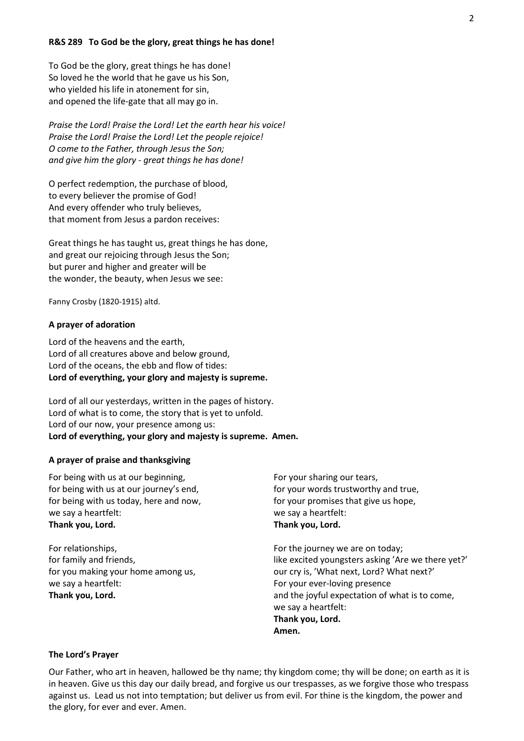**R&S 289 To God be the glory, great things he has done!**

To God be the glory, great things he has done!
So loved he the world that he gave us his Son,
who yielded his life in atonement for sin,
and opened the life-gate that all may go in.

*Praise the Lord! Praise the Lord! Let the earth hear his voice!*
*Praise the Lord! Praise the Lord! Let the people rejoice!*
*O come to the Father, through Jesus the Son;*
*and give him the glory - great things he has done!*

O perfect redemption, the purchase of blood,
to every believer the promise of God!
And every offender who truly believes,
that moment from Jesus a pardon receives:

Great things he has taught us, great things he has done,
and great our rejoicing through Jesus the Son;
but purer and higher and greater will be
the wonder, the beauty, when Jesus we see:

Fanny Crosby (1820-1915) altd.

**A prayer of adoration**

Lord of the heavens and the earth,
Lord of all creatures above and below ground,
Lord of the oceans, the ebb and flow of tides:
**Lord of everything, your glory and majesty is supreme.**

Lord of all our yesterdays, written in the pages of history.
Lord of what is to come, the story that is yet to unfold.
Lord of our now, your presence among us:
**Lord of everything, your glory and majesty is supreme. Amen.**

**A prayer of praise and thanksgiving**

For being with us at our beginning,
for being with us at our journey's end,
for being with us today, here and now,
we say a heartfelt:
**Thank you, Lord.**

For relationships,
for family and friends,
for you making your home among us,
we say a heartfelt:
**Thank you, Lord.**

For your sharing our tears,
for your words trustworthy and true,
for your promises that give us hope,
we say a heartfelt:
**Thank you, Lord.**

For the journey we are on today;
like excited youngsters asking 'Are we there yet?'
our cry is, 'What next, Lord? What next?'
For your ever-loving presence
and the joyful expectation of what is to come,
we say a heartfelt:
**Thank you, Lord.**
**Amen.**

**The Lord's Prayer**

Our Father, who art in heaven, hallowed be thy name; thy kingdom come; thy will be done; on earth as it is in heaven. Give us this day our daily bread, and forgive us our trespasses, as we forgive those who trespass against us. Lead us not into temptation; but deliver us from evil. For thine is the kingdom, the power and the glory, for ever and ever. Amen.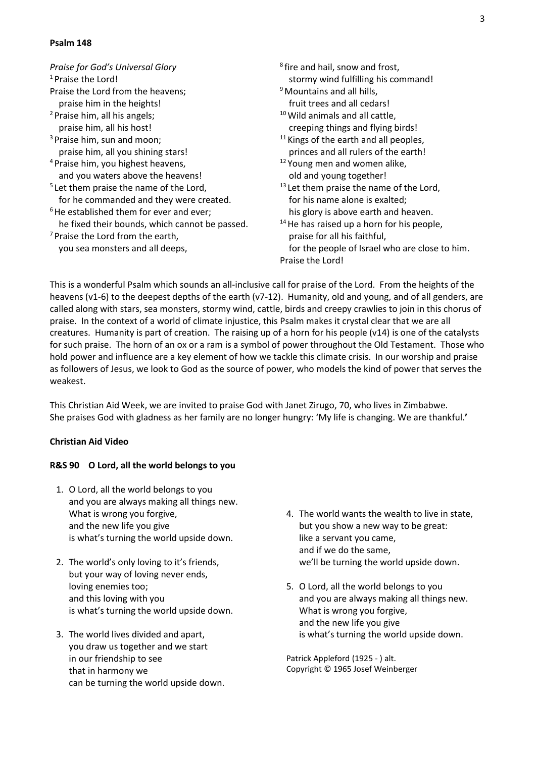**Psalm 148**

*Praise for God's Universal Glory*

[1] Praise the Lord!
Praise the Lord from the heavens;
  praise him in the heights!
[2] Praise him, all his angels;
  praise him, all his host!
[3] Praise him, sun and moon;
  praise him, all you shining stars!
[4] Praise him, you highest heavens,
  and you waters above the heavens!
[5] Let them praise the name of the Lord,
  for he commanded and they were created.
[6] He established them for ever and ever;
  he fixed their bounds, which cannot be passed.
[7] Praise the Lord from the earth,
  you sea monsters and all deeps,
[8] fire and hail, snow and frost,
  stormy wind fulfilling his command!
[9] Mountains and all hills,
  fruit trees and all cedars!
[10] Wild animals and all cattle,
  creeping things and flying birds!
[11] Kings of the earth and all peoples,
  princes and all rulers of the earth!
[12] Young men and women alike,
  old and young together!
[13] Let them praise the name of the Lord,
  for his name alone is exalted;
  his glory is above earth and heaven.
[14] He has raised up a horn for his people,
  praise for all his faithful,
  for the people of Israel who are close to him.
Praise the Lord!

This is a wonderful Psalm which sounds an all-inclusive call for praise of the Lord. From the heights of the heavens (v1-6) to the deepest depths of the earth (v7-12). Humanity, old and young, and of all genders, are called along with stars, sea monsters, stormy wind, cattle, birds and creepy crawlies to join in this chorus of praise. In the context of a world of climate injustice, this Psalm makes it crystal clear that we are all creatures. Humanity is part of creation. The raising up of a horn for his people (v14) is one of the catalysts for such praise. The horn of an ox or a ram is a symbol of power throughout the Old Testament. Those who hold power and influence are a key element of how we tackle this climate crisis. In our worship and praise as followers of Jesus, we look to God as the source of power, who models the kind of power that serves the weakest.

This Christian Aid Week, we are invited to praise God with Janet Zirugo, 70, who lives in Zimbabwe. She praises God with gladness as her family are no longer hungry: 'My life is changing. We are thankful.'

**Christian Aid Video**

**R&S 90 O Lord, all the world belongs to you**

1. O Lord, all the world belongs to you
   and you are always making all things new.
   What is wrong you forgive,
   and the new life you give
   is what's turning the world upside down.

2. The world's only loving to it's friends,
   but your way of loving never ends,
   loving enemies too;
   and this loving with you
   is what's turning the world upside down.

3. The world lives divided and apart,
   you draw us together and we start
   in our friendship to see
   that in harmony we
   can be turning the world upside down.

4. The world wants the wealth to live in state,
   but you show a new way to be great:
   like a servant you came,
   and if we do the same,
   we'll be turning the world upside down.

5. O Lord, all the world belongs to you
   and you are always making all things new.
   What is wrong you forgive,
   and the new life you give
   is what's turning the world upside down.

Patrick Appleford (1925 - ) alt.
Copyright © 1965 Josef Weinberger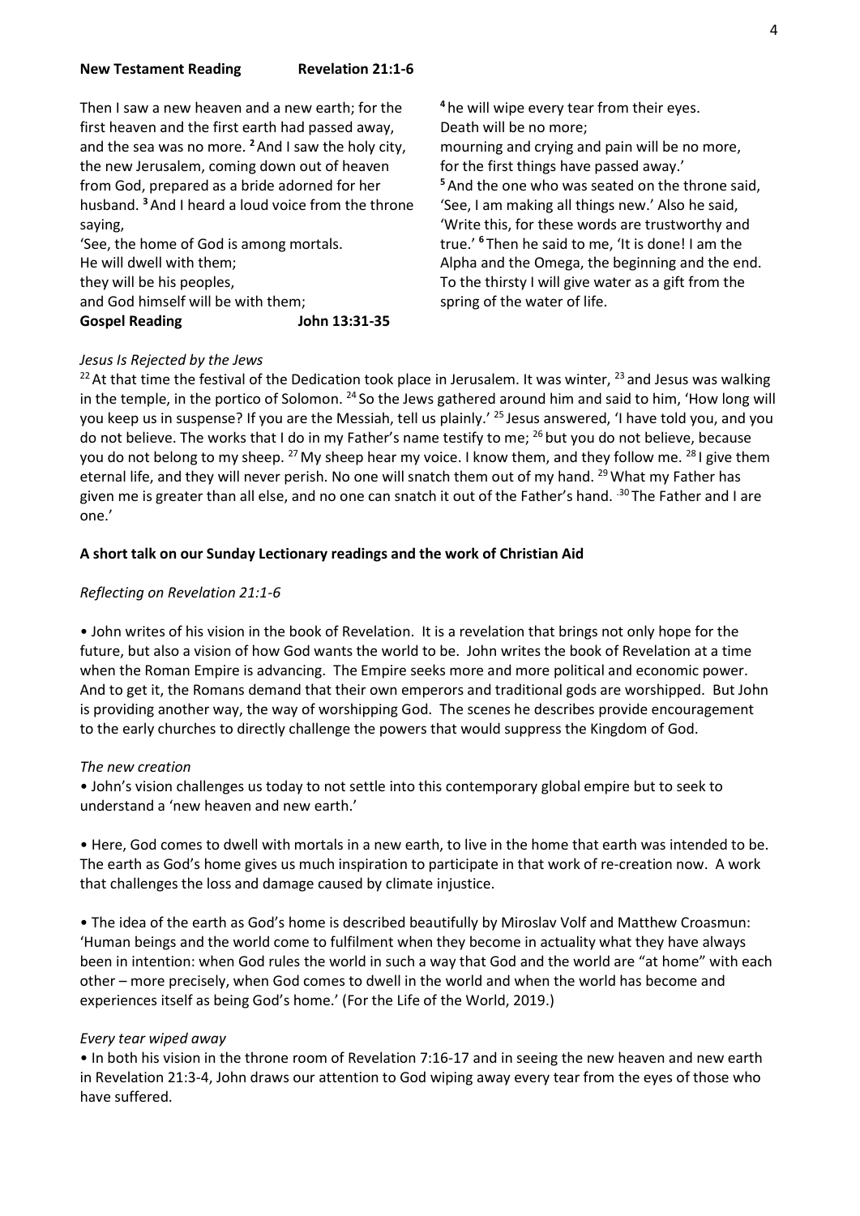**New Testament Reading Revelation 21:1-6**

Then I saw a new heaven and a new earth; for the first heaven and the first earth had passed away, and the sea was no more. [2] And I saw the holy city, the new Jerusalem, coming down out of heaven from God, prepared as a bride adorned for her husband. [3] And I heard a loud voice from the throne saying,

'See, the home of God is among mortals.
He will dwell with them;
they will be his peoples,
and God himself will be with them;
[4] he will wipe every tear from their eyes.
Death will be no more;
mourning and crying and pain will be no more,
for the first things have passed away.'

[5] And the one who was seated on the throne said, 'See, I am making all things new.' Also he said, 'Write this, for these words are trustworthy and true.' [6] Then he said to me, 'It is done! I am the Alpha and the Omega, the beginning and the end. To the thirsty I will give water as a gift from the spring of the water of life.

**Gospel Reading John 13:31-35**

*Jesus Is Rejected by the Jews*

[22] At that time the festival of the Dedication took place in Jerusalem. It was winter, [23] and Jesus was walking in the temple, in the portico of Solomon. [24] So the Jews gathered around him and said to him, 'How long will you keep us in suspense? If you are the Messiah, tell us plainly.' [25] Jesus answered, 'I have told you, and you do not believe. The works that I do in my Father's name testify to me; [26] but you do not believe, because you do not belong to my sheep. [27] My sheep hear my voice. I know them, and they follow me. [28] I give them eternal life, and they will never perish. No one will snatch them out of my hand. [29] What my Father has given me is greater than all else, and no one can snatch it out of the Father's hand. [30] The Father and I are one.'

**A short talk on our Sunday Lectionary readings and the work of Christian Aid**

*Reflecting on Revelation 21:1-6*

• John writes of his vision in the book of Revelation. It is a revelation that brings not only hope for the future, but also a vision of how God wants the world to be. John writes the book of Revelation at a time when the Roman Empire is advancing. The Empire seeks more and more political and economic power. And to get it, the Romans demand that their own emperors and traditional gods are worshipped. But John is providing another way, the way of worshipping God. The scenes he describes provide encouragement to the early churches to directly challenge the powers that would suppress the Kingdom of God.

*The new creation*

• John's vision challenges us today to not settle into this contemporary global empire but to seek to understand a 'new heaven and new earth.'

• Here, God comes to dwell with mortals in a new earth, to live in the home that earth was intended to be. The earth as God's home gives us much inspiration to participate in that work of re-creation now. A work that challenges the loss and damage caused by climate injustice.

• The idea of the earth as God's home is described beautifully by Miroslav Volf and Matthew Croasmun: 'Human beings and the world come to fulfilment when they become in actuality what they have always been in intention: when God rules the world in such a way that God and the world are "at home" with each other – more precisely, when God comes to dwell in the world and when the world has become and experiences itself as being God's home.' (For the Life of the World, 2019.)

*Every tear wiped away*

• In both his vision in the throne room of Revelation 7:16-17 and in seeing the new heaven and new earth in Revelation 21:3-4, John draws our attention to God wiping away every tear from the eyes of those who have suffered.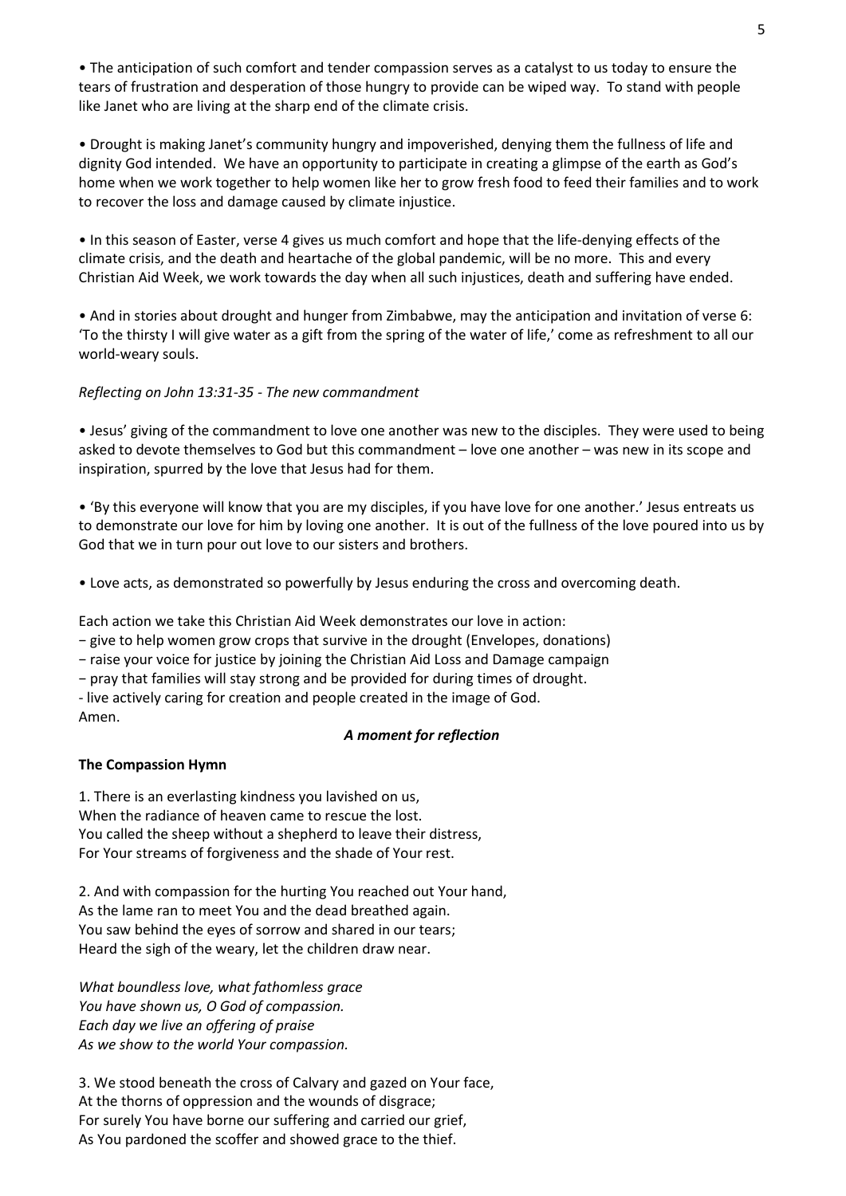• The anticipation of such comfort and tender compassion serves as a catalyst to us today to ensure the tears of frustration and desperation of those hungry to provide can be wiped way. To stand with people like Janet who are living at the sharp end of the climate crisis.

• Drought is making Janet's community hungry and impoverished, denying them the fullness of life and dignity God intended. We have an opportunity to participate in creating a glimpse of the earth as God's home when we work together to help women like her to grow fresh food to feed their families and to work to recover the loss and damage caused by climate injustice.

• In this season of Easter, verse 4 gives us much comfort and hope that the life-denying effects of the climate crisis, and the death and heartache of the global pandemic, will be no more. This and every Christian Aid Week, we work towards the day when all such injustices, death and suffering have ended.

• And in stories about drought and hunger from Zimbabwe, may the anticipation and invitation of verse 6: 'To the thirsty I will give water as a gift from the spring of the water of life,' come as refreshment to all our world-weary souls.

*Reflecting on John 13:31-35 - The new commandment*

• Jesus' giving of the commandment to love one another was new to the disciples. They were used to being asked to devote themselves to God but this commandment – love one another – was new in its scope and inspiration, spurred by the love that Jesus had for them.

• 'By this everyone will know that you are my disciples, if you have love for one another.' Jesus entreats us to demonstrate our love for him by loving one another. It is out of the fullness of the love poured into us by God that we in turn pour out love to our sisters and brothers.

• Love acts, as demonstrated so powerfully by Jesus enduring the cross and overcoming death.

Each action we take this Christian Aid Week demonstrates our love in action:
− give to help women grow crops that survive in the drought (Envelopes, donations)
− raise your voice for justice by joining the Christian Aid Loss and Damage campaign
− pray that families will stay strong and be provided for during times of drought.
- live actively caring for creation and people created in the image of God.
Amen.

***A moment for reflection***

**The Compassion Hymn**

1. There is an everlasting kindness you lavished on us,
When the radiance of heaven came to rescue the lost.
You called the sheep without a shepherd to leave their distress,
For Your streams of forgiveness and the shade of Your rest.

2. And with compassion for the hurting You reached out Your hand,
As the lame ran to meet You and the dead breathed again.
You saw behind the eyes of sorrow and shared in our tears;
Heard the sigh of the weary, let the children draw near.

*What boundless love, what fathomless grace*
*You have shown us, O God of compassion.*
*Each day we live an offering of praise*
*As we show to the world Your compassion.*

3. We stood beneath the cross of Calvary and gazed on Your face,
At the thorns of oppression and the wounds of disgrace;
For surely You have borne our suffering and carried our grief,
As You pardoned the scoffer and showed grace to the thief.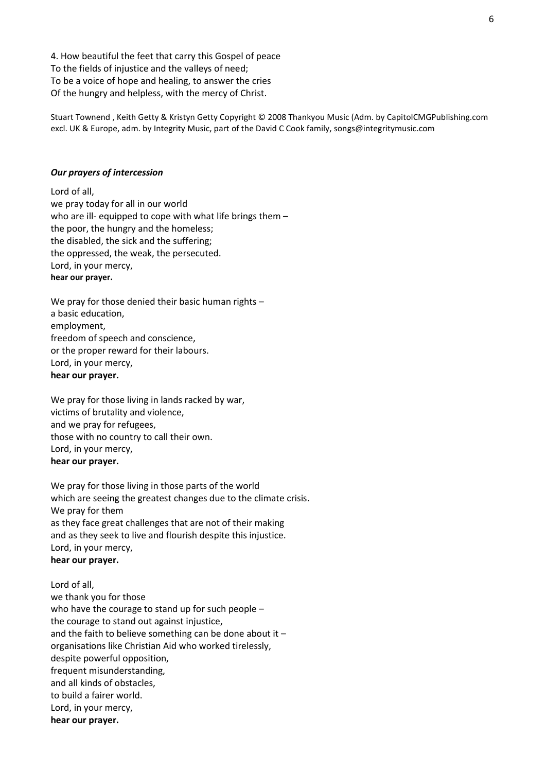4. How beautiful the feet that carry this Gospel of peace
To the fields of injustice and the valleys of need;
To be a voice of hope and healing, to answer the cries
Of the hungry and helpless, with the mercy of Christ.

Stuart Townend , Keith Getty & Kristyn Getty Copyright © 2008 Thankyou Music (Adm. by CapitolCMGPublishing.com excl. UK & Europe, adm. by Integrity Music, part of the David C Cook family, songs@integritymusic.com

***Our prayers of intercession***

Lord of all,
we pray today for all in our world
who are ill- equipped to cope with what life brings them –
the poor, the hungry and the homeless;
the disabled, the sick and the suffering;
the oppressed, the weak, the persecuted.
Lord, in your mercy,
**hear our prayer.**

We pray for those denied their basic human rights –
a basic education,
employment,
freedom of speech and conscience,
or the proper reward for their labours.
Lord, in your mercy,
**hear our prayer.**

We pray for those living in lands racked by war,
victims of brutality and violence,
and we pray for refugees,
those with no country to call their own.
Lord, in your mercy,
**hear our prayer.**

We pray for those living in those parts of the world
which are seeing the greatest changes due to the climate crisis.
We pray for them
as they face great challenges that are not of their making
and as they seek to live and flourish despite this injustice.
Lord, in your mercy,
**hear our prayer.**

Lord of all,
we thank you for those
who have the courage to stand up for such people –
the courage to stand out against injustice,
and the faith to believe something can be done about it –
organisations like Christian Aid who worked tirelessly,
despite powerful opposition,
frequent misunderstanding,
and all kinds of obstacles,
to build a fairer world.
Lord, in your mercy,
**hear our prayer.**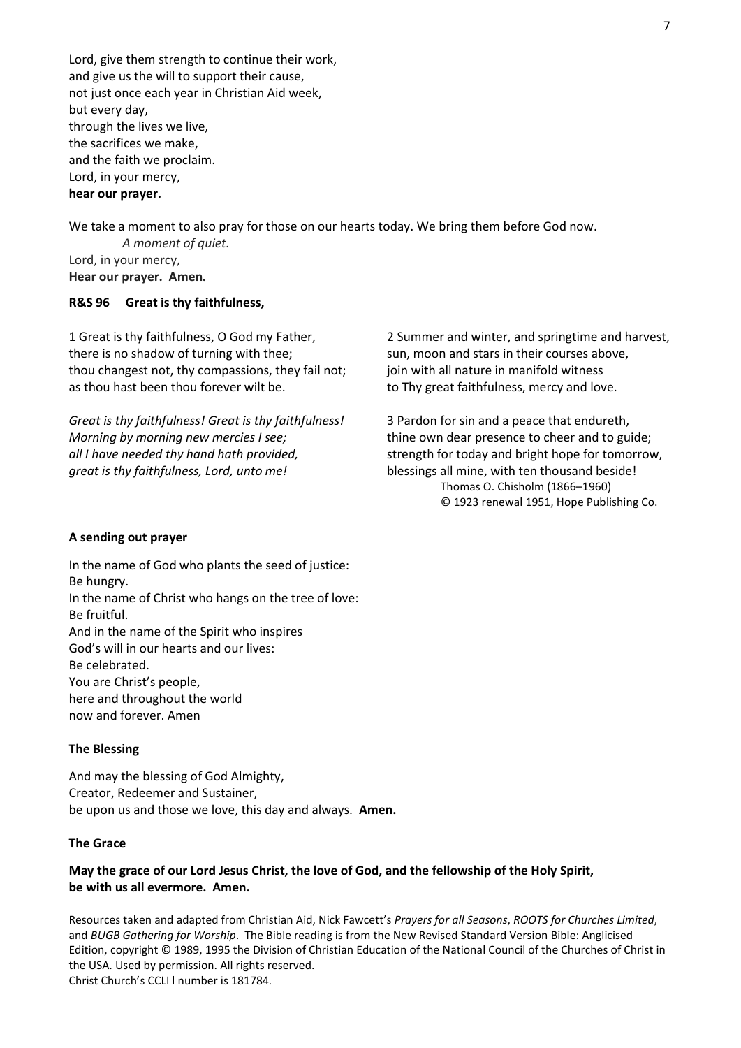Lord, give them strength to continue their work,
and give us the will to support their cause,
not just once each year in Christian Aid week,
but every day,
through the lives we live,
the sacrifices we make,
and the faith we proclaim.
Lord, in your mercy,
**hear our prayer.**

We take a moment to also pray for those on our hearts today. We bring them before God now.

*A moment of quiet.*

Lord, in your mercy,
**Hear our prayer. Amen.**

**R&S 96 Great is thy faithfulness,**

1 Great is thy faithfulness, O God my Father,
there is no shadow of turning with thee;
thou changest not, thy compassions, they fail not;
as thou hast been thou forever wilt be.

*Great is thy faithfulness! Great is thy faithfulness!*
*Morning by morning new mercies I see;*
*all I have needed thy hand hath provided,*
*great is thy faithfulness, Lord, unto me!*

2 Summer and winter, and springtime and harvest,
sun, moon and stars in their courses above,
join with all nature in manifold witness
to Thy great faithfulness, mercy and love.

3 Pardon for sin and a peace that endureth,
thine own dear presence to cheer and to guide;
strength for today and bright hope for tomorrow,
blessings all mine, with ten thousand beside!

Thomas O. Chisholm (1866–1960)
© 1923 renewal 1951, Hope Publishing Co.

**A sending out prayer**

In the name of God who plants the seed of justice:
Be hungry.
In the name of Christ who hangs on the tree of love:
Be fruitful.
And in the name of the Spirit who inspires
God's will in our hearts and our lives:
Be celebrated.
You are Christ's people,
here and throughout the world
now and forever. Amen

**The Blessing**

And may the blessing of God Almighty,
Creator, Redeemer and Sustainer,
be upon us and those we love, this day and always. **Amen.**

**The Grace**

**May the grace of our Lord Jesus Christ, the love of God, and the fellowship of the Holy Spirit, be with us all evermore. Amen.**

Resources taken and adapted from Christian Aid, Nick Fawcett's *Prayers for all Seasons*, *ROOTS for Churches Limited*, and *BUGB Gathering for Worship*. The Bible reading is from the New Revised Standard Version Bible: Anglicised Edition, copyright © 1989, 1995 the Division of Christian Education of the National Council of the Churches of Christ in the USA. Used by permission. All rights reserved.
Christ Church's CCLI l number is 181784.